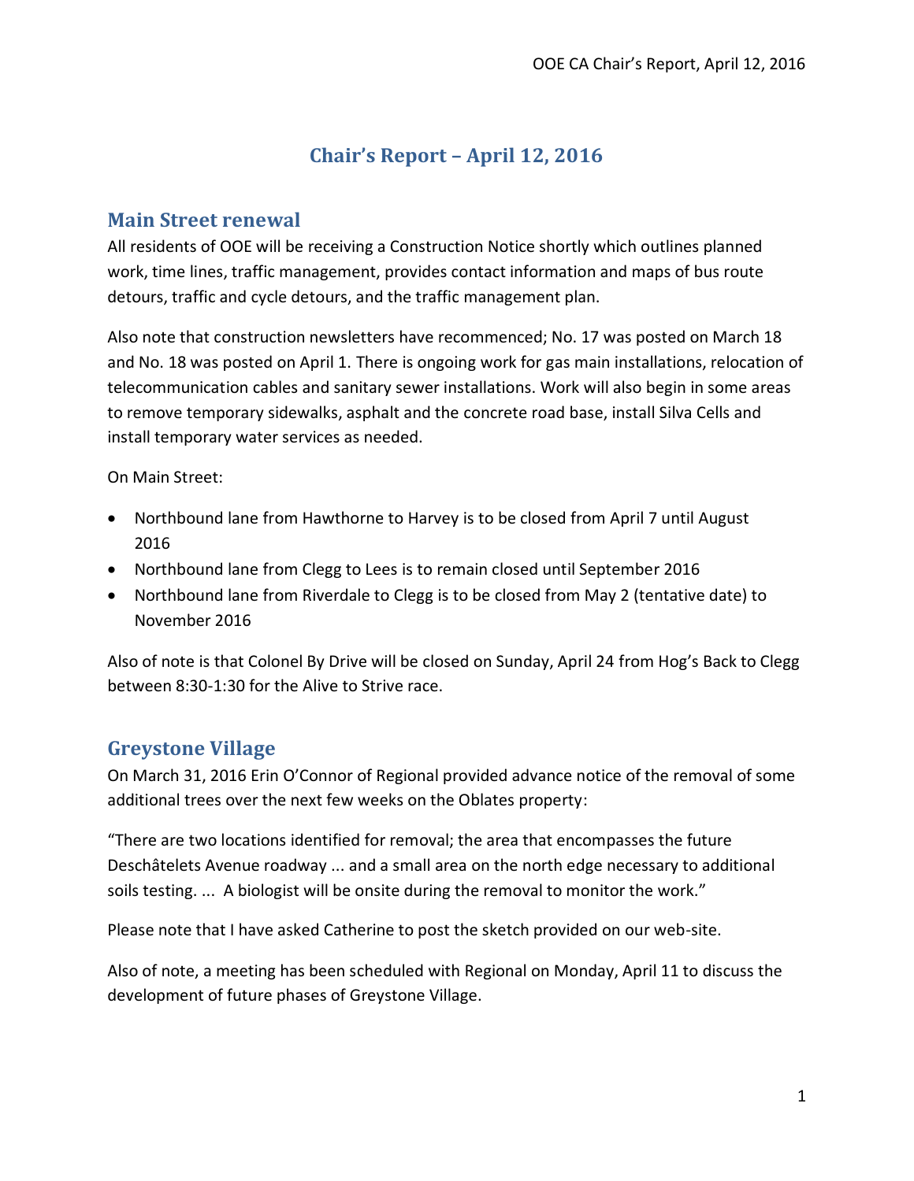# Chair's Report – April 12, 2016

## Main Street renewal

All residents of OOE will be receiving a Construction Notice shortly which outlines planned work, time lines, traffic management, provides contact information and maps of bus route detours, traffic and cycle detours, and the traffic management plan.

Also note that construction newsletters have recommenced; No. 17 was posted on March 18 and No. 18 was posted on April 1. There is ongoing work for gas main installations, relocation of telecommunication cables and sanitary sewer installations. Work will also begin in some areas to remove temporary sidewalks, asphalt and the concrete road base, install Silva Cells and install temporary water services as needed.

On Main Street:

- Northbound lane from Hawthorne to Harvey is to be closed from April 7 until August 2016
- Northbound lane from Clegg to Lees is to remain closed until September 2016
- Northbound lane from Riverdale to Clegg is to be closed from May 2 (tentative date) to November 2016

Also of note is that Colonel By Drive will be closed on Sunday, April 24 from Hog's Back to Clegg between 8:30-1:30 for the Alive to Strive race.

## Greystone Village

On March 31, 2016 Erin O'Connor of Regional provided advance notice of the removal of some additional trees over the next few weeks on the Oblates property:

"There are two locations identified for removal; the area that encompasses the future Deschâtelets Avenue roadway ... and a small area on the north edge necessary to additional soils testing. ... A biologist will be onsite during the removal to monitor the work."

Please note that I have asked Catherine to post the sketch provided on our web-site.

Also of note, a meeting has been scheduled with Regional on Monday, April 11 to discuss the development of future phases of Greystone Village.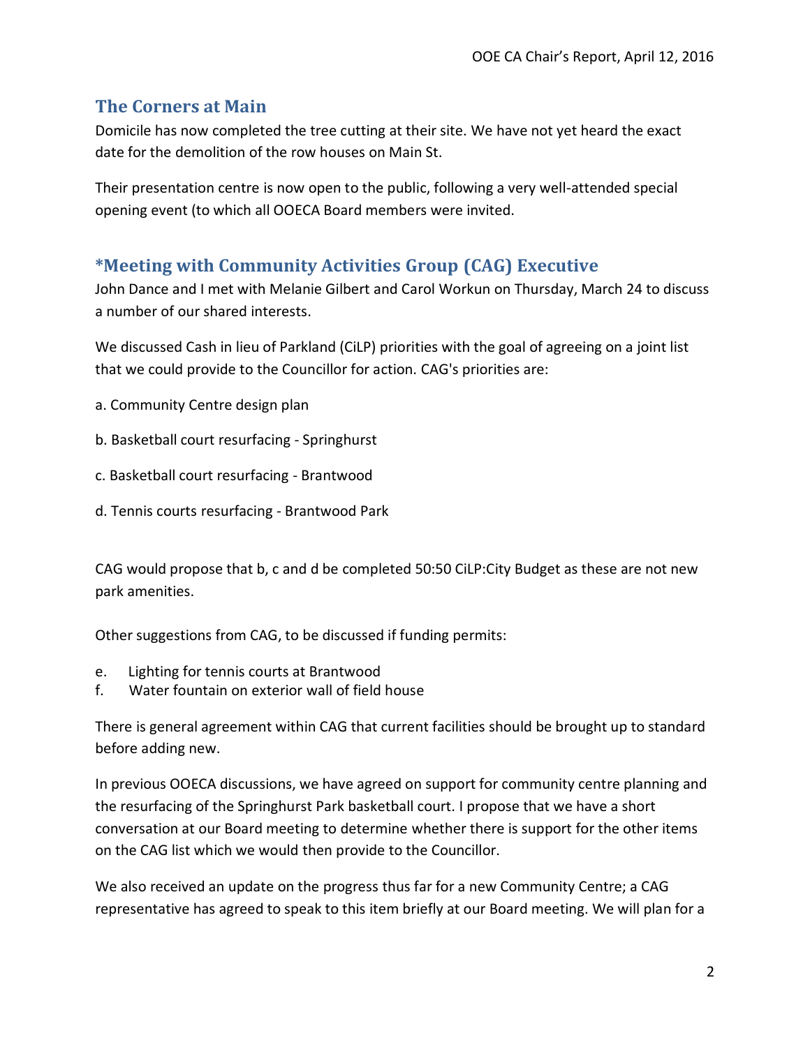## The Corners at Main

Domicile has now completed the tree cutting at their site. We have not yet heard the exact date for the demolition of the row houses on Main St.

Their presentation centre is now open to the public, following a very well-attended special opening event (to which all OOECA Board members were invited.

## *Meeting with Community Activities Group (CAG) Executive

John Dance and I met with Melanie Gilbert and Carol Workun on Thursday, March 24 to discuss a number of our shared interests.

We discussed Cash in lieu of Parkland (CiLP) priorities with the goal of agreeing on a joint list that we could provide to the Councillor for action. CAG's priorities are:

a. Community Centre design plan

b. Basketball court resurfacing - Springhurst

c. Basketball court resurfacing - Brantwood

d. Tennis courts resurfacing - Brantwood Park

CAG would propose that b, c and d be completed 50:50 CiLP:City Budget as these are not new park amenities.

Other suggestions from CAG, to be discussed if funding permits:

e. Lighting for tennis courts at Brantwood
f. Water fountain on exterior wall of field house

There is general agreement within CAG that current facilities should be brought up to standard before adding new.

In previous OOECA discussions, we have agreed on support for community centre planning and the resurfacing of the Springhurst Park basketball court. I propose that we have a short conversation at our Board meeting to determine whether there is support for the other items on the CAG list which we would then provide to the Councillor.

We also received an update on the progress thus far for a new Community Centre; a CAG representative has agreed to speak to this item briefly at our Board meeting. We will plan for a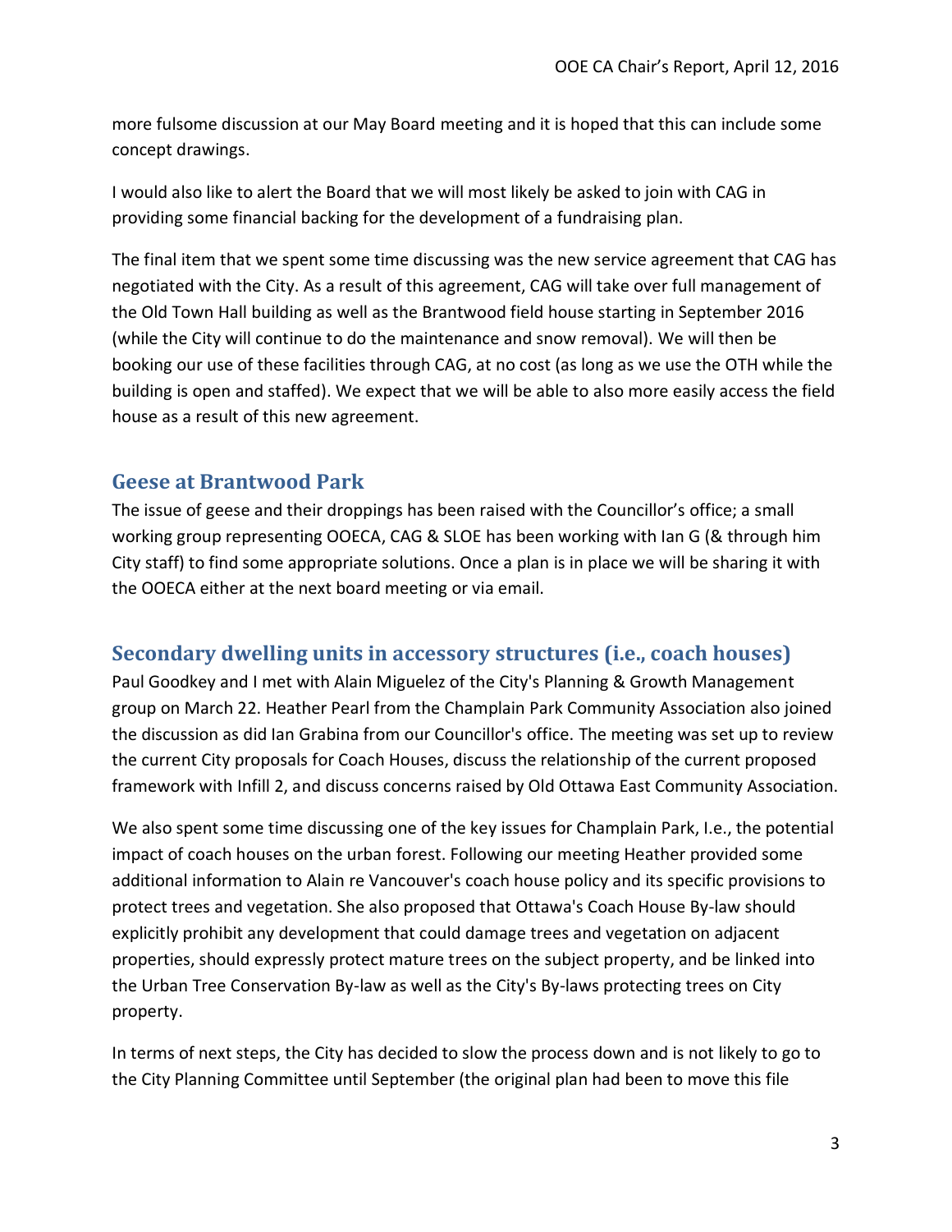more fulsome discussion at our May Board meeting and it is hoped that this can include some concept drawings.

I would also like to alert the Board that we will most likely be asked to join with CAG in providing some financial backing for the development of a fundraising plan.

The final item that we spent some time discussing was the new service agreement that CAG has negotiated with the City. As a result of this agreement, CAG will take over full management of the Old Town Hall building as well as the Brantwood field house starting in September 2016 (while the City will continue to do the maintenance and snow removal). We will then be booking our use of these facilities through CAG, at no cost (as long as we use the OTH while the building is open and staffed). We expect that we will be able to also more easily access the field house as a result of this new agreement.

## Geese at Brantwood Park

The issue of geese and their droppings has been raised with the Councillor's office; a small working group representing OOECA, CAG & SLOE has been working with Ian G (& through him City staff) to find some appropriate solutions. Once a plan is in place we will be sharing it with the OOECA either at the next board meeting or via email.

## Secondary dwelling units in accessory structures (i.e., coach houses)

Paul Goodkey and I met with Alain Miguelez of the City's Planning & Growth Management group on March 22. Heather Pearl from the Champlain Park Community Association also joined the discussion as did Ian Grabina from our Councillor's office. The meeting was set up to review the current City proposals for Coach Houses, discuss the relationship of the current proposed framework with Infill 2, and discuss concerns raised by Old Ottawa East Community Association.

We also spent some time discussing one of the key issues for Champlain Park, I.e., the potential impact of coach houses on the urban forest. Following our meeting Heather provided some additional information to Alain re Vancouver's coach house policy and its specific provisions to protect trees and vegetation. She also proposed that Ottawa's Coach House By-law should explicitly prohibit any development that could damage trees and vegetation on adjacent properties, should expressly protect mature trees on the subject property, and be linked into the Urban Tree Conservation By-law as well as the City's By-laws protecting trees on City property.

In terms of next steps, the City has decided to slow the process down and is not likely to go to the City Planning Committee until September (the original plan had been to move this file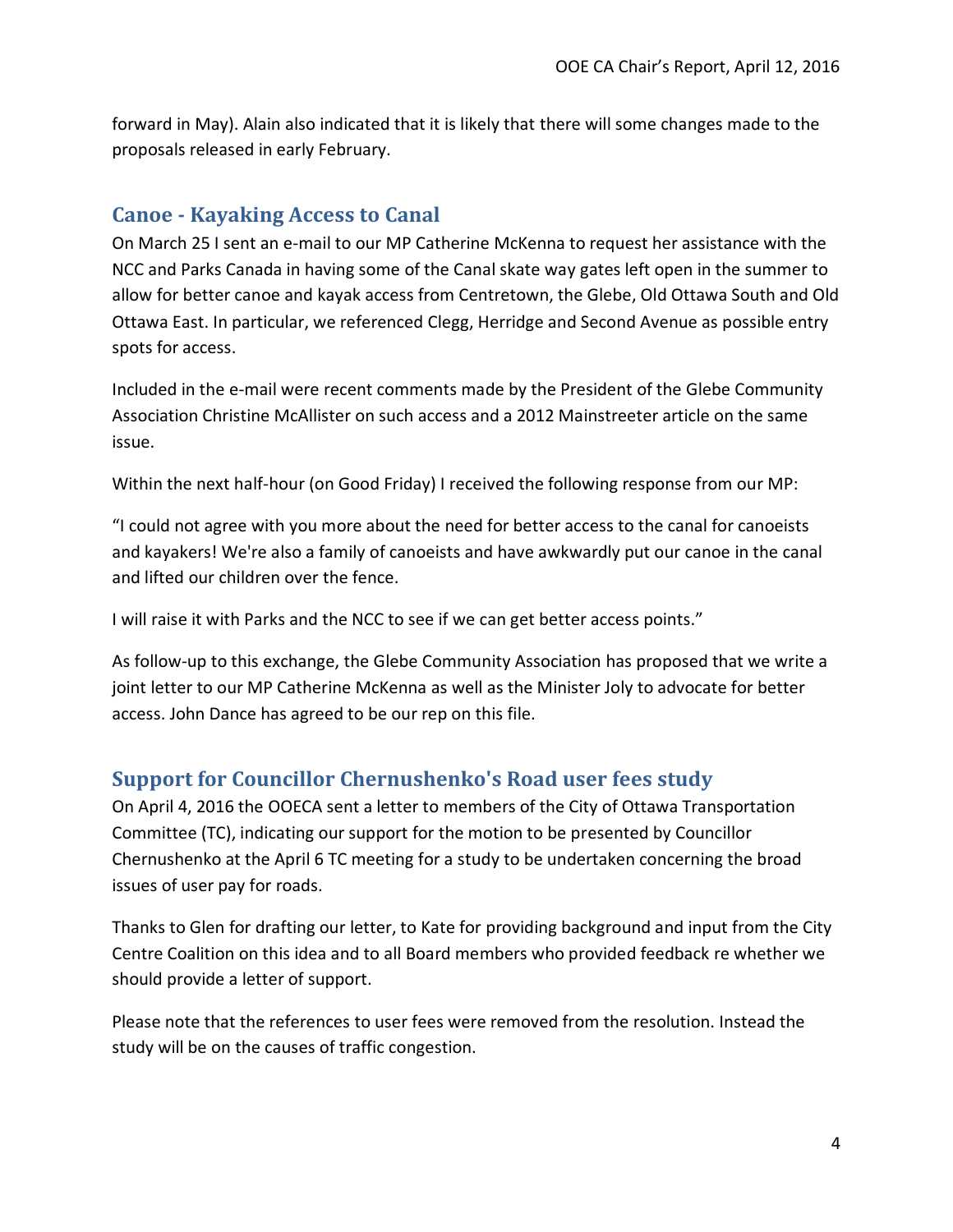forward in May). Alain also indicated that it is likely that there will some changes made to the proposals released in early February.

## Canoe - Kayaking Access to Canal

On March 25 I sent an e-mail to our MP Catherine McKenna to request her assistance with the NCC and Parks Canada in having some of the Canal skate way gates left open in the summer to allow for better canoe and kayak access from Centretown, the Glebe, Old Ottawa South and Old Ottawa East. In particular, we referenced Clegg, Herridge and Second Avenue as possible entry spots for access.

Included in the e-mail were recent comments made by the President of the Glebe Community Association Christine McAllister on such access and a 2012 Mainstreeter article on the same issue.

Within the next half-hour (on Good Friday) I received the following response from our MP:

"I could not agree with you more about the need for better access to the canal for canoeists and kayakers! We're also a family of canoeists and have awkwardly put our canoe in the canal and lifted our children over the fence.

I will raise it with Parks and the NCC to see if we can get better access points."

As follow-up to this exchange, the Glebe Community Association has proposed that we write a joint letter to our MP Catherine McKenna as well as the Minister Joly to advocate for better access. John Dance has agreed to be our rep on this file.

## Support for Councillor Chernushenko's Road user fees study

On April 4, 2016 the OOECA sent a letter to members of the City of Ottawa Transportation Committee (TC), indicating our support for the motion to be presented by Councillor Chernushenko at the April 6 TC meeting for a study to be undertaken concerning the broad issues of user pay for roads.

Thanks to Glen for drafting our letter, to Kate for providing background and input from the City Centre Coalition on this idea and to all Board members who provided feedback re whether we should provide a letter of support.

Please note that the references to user fees were removed from the resolution. Instead the study will be on the causes of traffic congestion.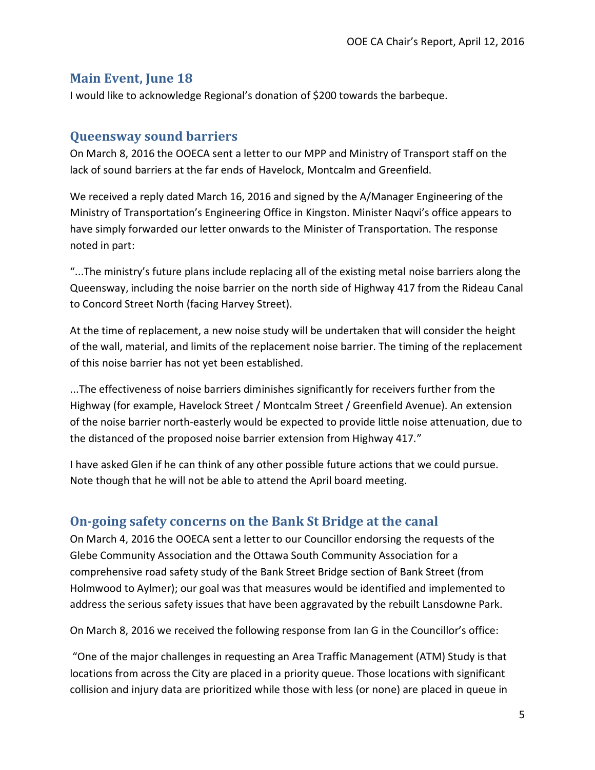## Main Event, June 18

I would like to acknowledge Regional's donation of $200 towards the barbeque.

## Queensway sound barriers

On March 8, 2016 the OOECA sent a letter to our MPP and Ministry of Transport staff on the lack of sound barriers at the far ends of Havelock, Montcalm and Greenfield.

We received a reply dated March 16, 2016 and signed by the A/Manager Engineering of the Ministry of Transportation's Engineering Office in Kingston. Minister Naqvi's office appears to have simply forwarded our letter onwards to the Minister of Transportation. The response noted in part:

"...The ministry's future plans include replacing all of the existing metal noise barriers along the Queensway, including the noise barrier on the north side of Highway 417 from the Rideau Canal to Concord Street North (facing Harvey Street).

At the time of replacement, a new noise study will be undertaken that will consider the height of the wall, material, and limits of the replacement noise barrier. The timing of the replacement of this noise barrier has not yet been established.

...The effectiveness of noise barriers diminishes significantly for receivers further from the Highway (for example, Havelock Street / Montcalm Street / Greenfield Avenue). An extension of the noise barrier north-easterly would be expected to provide little noise attenuation, due to the distanced of the proposed noise barrier extension from Highway 417."

I have asked Glen if he can think of any other possible future actions that we could pursue. Note though that he will not be able to attend the April board meeting.

## On-going safety concerns on the Bank St Bridge at the canal

On March 4, 2016 the OOECA sent a letter to our Councillor endorsing the requests of the Glebe Community Association and the Ottawa South Community Association for a comprehensive road safety study of the Bank Street Bridge section of Bank Street (from Holmwood to Aylmer); our goal was that measures would be identified and implemented to address the serious safety issues that have been aggravated by the rebuilt Lansdowne Park.

On March 8, 2016 we received the following response from Ian G in the Councillor's office:

"One of the major challenges in requesting an Area Traffic Management (ATM) Study is that locations from across the City are placed in a priority queue. Those locations with significant collision and injury data are prioritized while those with less (or none) are placed in queue in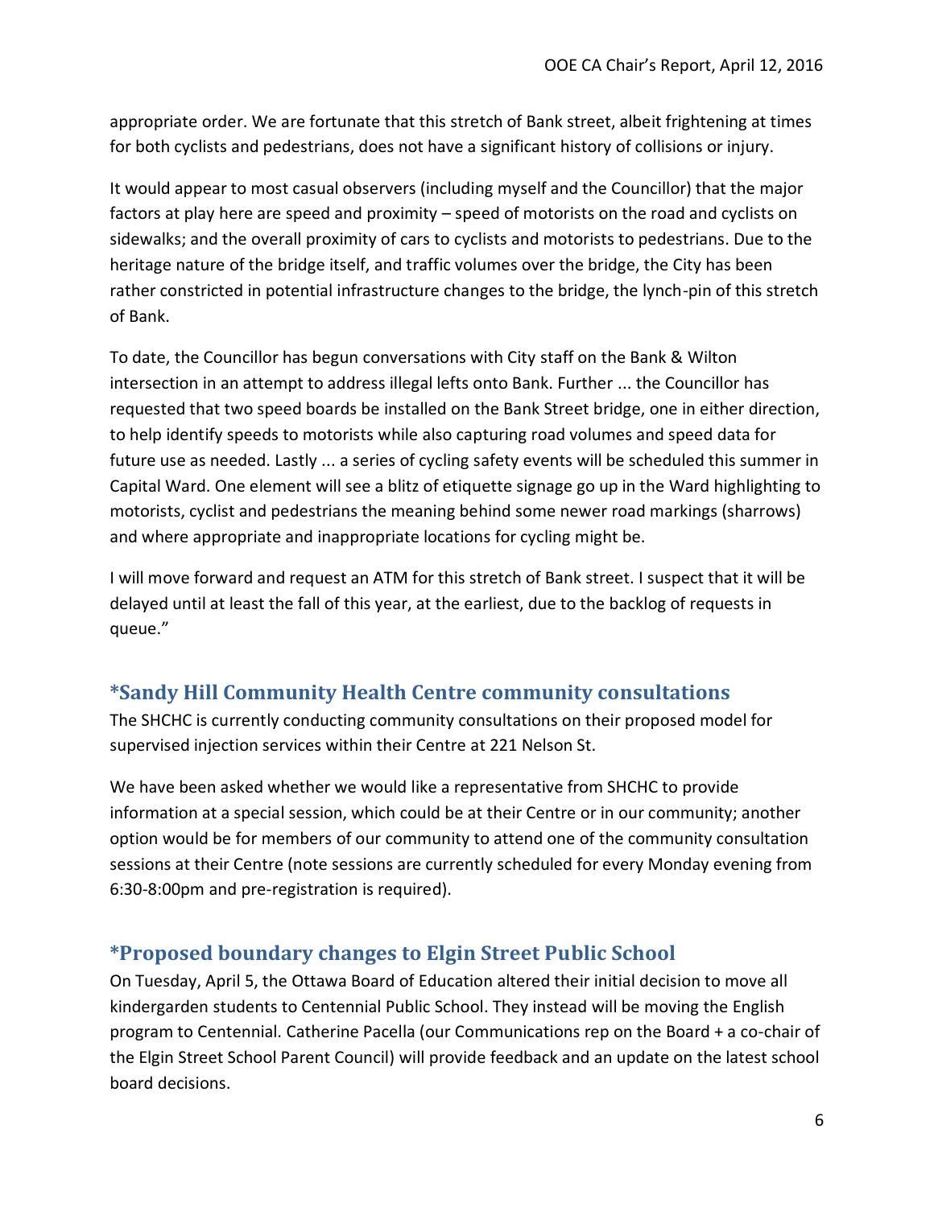appropriate order. We are fortunate that this stretch of Bank street, albeit frightening at times for both cyclists and pedestrians, does not have a significant history of collisions or injury.

It would appear to most casual observers (including myself and the Councillor) that the major factors at play here are speed and proximity – speed of motorists on the road and cyclists on sidewalks; and the overall proximity of cars to cyclists and motorists to pedestrians. Due to the heritage nature of the bridge itself, and traffic volumes over the bridge, the City has been rather constricted in potential infrastructure changes to the bridge, the lynch-pin of this stretch of Bank.

To date, the Councillor has begun conversations with City staff on the Bank & Wilton intersection in an attempt to address illegal lefts onto Bank. Further ... the Councillor has requested that two speed boards be installed on the Bank Street bridge, one in either direction, to help identify speeds to motorists while also capturing road volumes and speed data for future use as needed. Lastly ... a series of cycling safety events will be scheduled this summer in Capital Ward. One element will see a blitz of etiquette signage go up in the Ward highlighting to motorists, cyclist and pedestrians the meaning behind some newer road markings (sharrows) and where appropriate and inappropriate locations for cycling might be.

I will move forward and request an ATM for this stretch of Bank street. I suspect that it will be delayed until at least the fall of this year, at the earliest, due to the backlog of requests in queue."

## *Sandy Hill Community Health Centre community consultations

The SHCHC is currently conducting community consultations on their proposed model for supervised injection services within their Centre at 221 Nelson St.

We have been asked whether we would like a representative from SHCHC to provide information at a special session, which could be at their Centre or in our community; another option would be for members of our community to attend one of the community consultation sessions at their Centre (note sessions are currently scheduled for every Monday evening from 6:30-8:00pm and pre-registration is required).

## *Proposed boundary changes to Elgin Street Public School

On Tuesday, April 5, the Ottawa Board of Education altered their initial decision to move all kindergarden students to Centennial Public School. They instead will be moving the English program to Centennial. Catherine Pacella (our Communications rep on the Board + a co-chair of the Elgin Street School Parent Council) will provide feedback and an update on the latest school board decisions.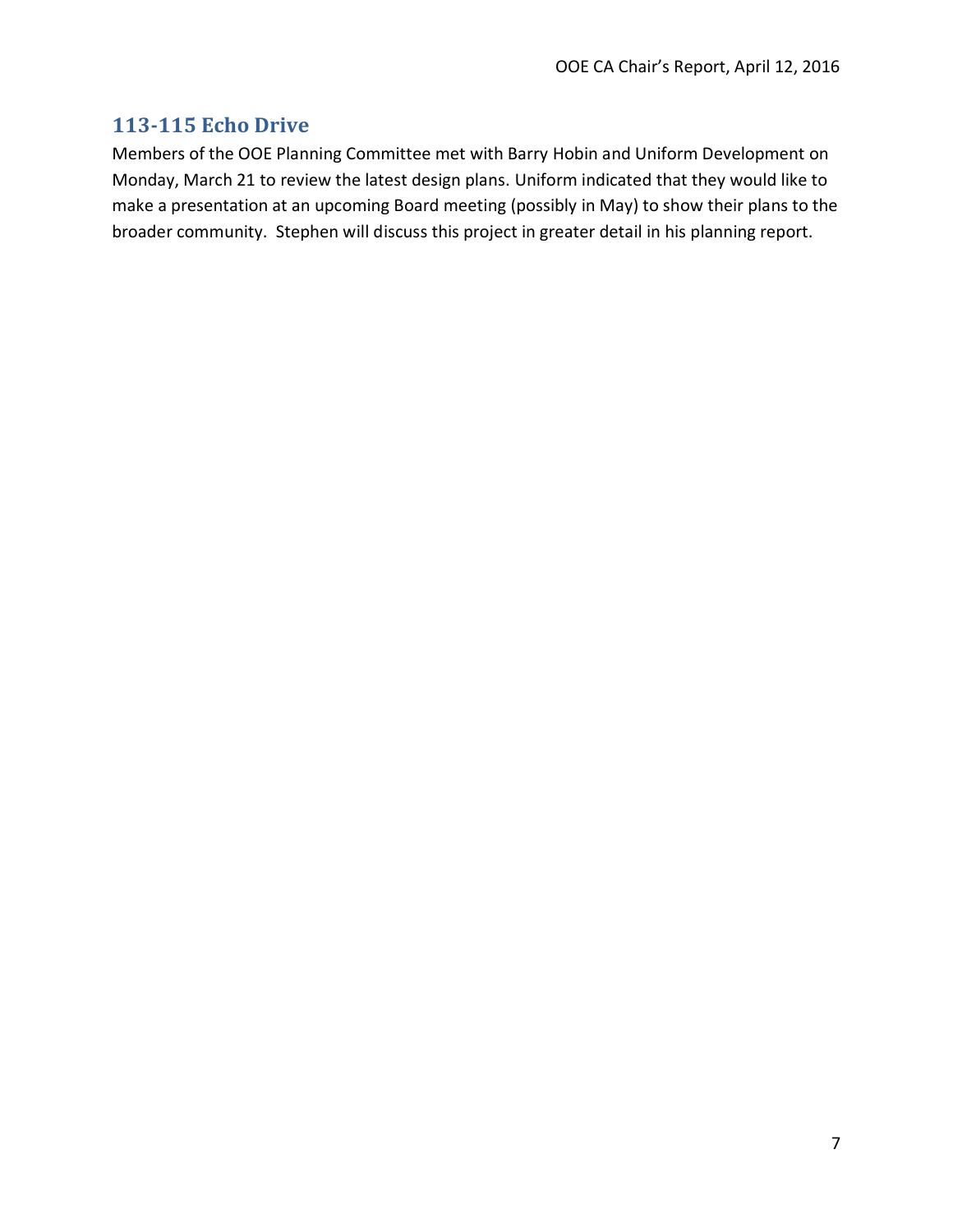## 113-115 Echo Drive

Members of the OOE Planning Committee met with Barry Hobin and Uniform Development on Monday, March 21 to review the latest design plans. Uniform indicated that they would like to make a presentation at an upcoming Board meeting (possibly in May) to show their plans to the broader community. Stephen will discuss this project in greater detail in his planning report.